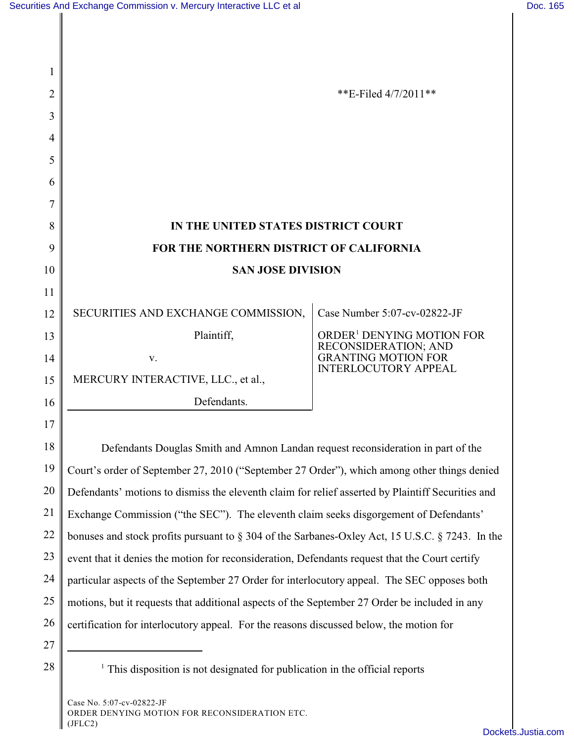**E-Filed 4/7/2011**

**IN THE UNITED STATES DISTRICT COURT**

**FOR THE NORTHERN DISTRICT OF CALIFORNIA**

**SAN JOSE DIVISION**

| | |
|---|---|
| SECURITIES AND EXCHANGE COMMISSION,<br><br>Plaintiff,<br><br>v.<br><br>MERCURY INTERACTIVE, LLC., et al.,<br><br>Defendants. | Case Number 5:07-cv-02822-JF<br><br>ORDER[1] DENYING MOTION FOR RECONSIDERATION; AND GRANTING MOTION FOR INTERLOCUTORY APPEAL |

Defendants Douglas Smith and Amnon Landan request reconsideration in part of the Court's order of September 27, 2010 ("September 27 Order"), which among other things denied Defendants' motions to dismiss the eleventh claim for relief asserted by Plaintiff Securities and Exchange Commission ("the SEC"). The eleventh claim seeks disgorgement of Defendants' bonuses and stock profits pursuant to § 304 of the Sarbanes-Oxley Act, 15 U.S.C. § 7243. In the event that it denies the motion for reconsideration, Defendants request that the Court certify particular aspects of the September 27 Order for interlocutory appeal. The SEC opposes both motions, but it requests that additional aspects of the September 27 Order be included in any certification for interlocutory appeal. For the reasons discussed below, the motion for

[1] This disposition is not designated for publication in the official reports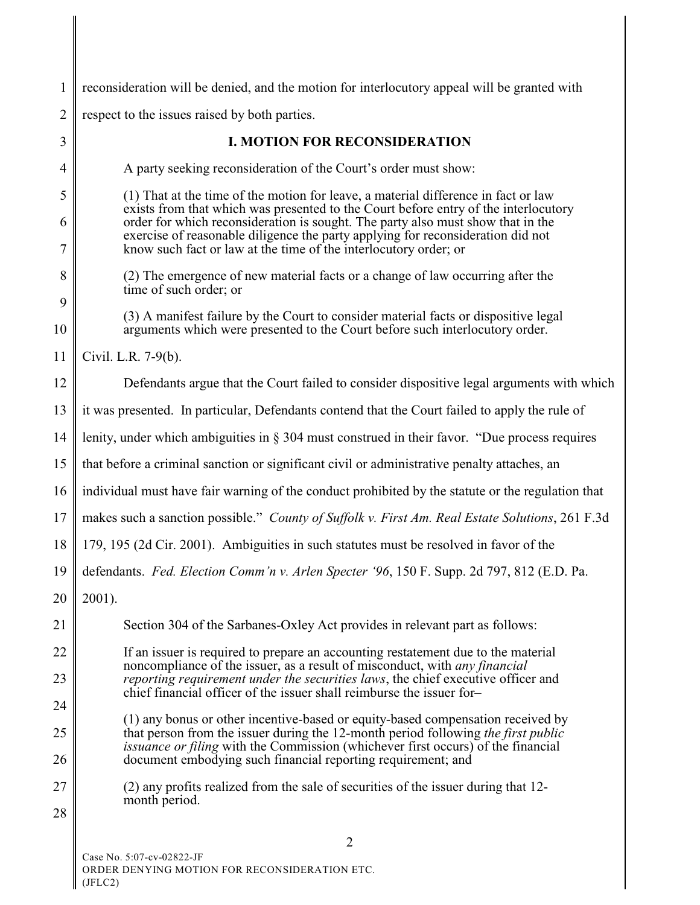reconsideration will be denied, and the motion for interlocutory appeal will be granted with respect to the issues raised by both parties.

## I. MOTION FOR RECONSIDERATION

A party seeking reconsideration of the Court's order must show:

> (1) That at the time of the motion for leave, a material difference in fact or law exists from that which was presented to the Court before entry of the interlocutory order for which reconsideration is sought. The party also must show that in the exercise of reasonable diligence the party applying for reconsideration did not know such fact or law at the time of the interlocutory order; or
>
> (2) The emergence of new material facts or a change of law occurring after the time of such order; or
>
> (3) A manifest failure by the Court to consider material facts or dispositive legal arguments which were presented to the Court before such interlocutory order.

Civil. L.R. 7-9(b).

Defendants argue that the Court failed to consider dispositive legal arguments with which it was presented. In particular, Defendants contend that the Court failed to apply the rule of lenity, under which ambiguities in § 304 must construed in their favor. "Due process requires that before a criminal sanction or significant civil or administrative penalty attaches, an individual must have fair warning of the conduct prohibited by the statute or the regulation that makes such a sanction possible." *County of Suffolk v. First Am. Real Estate Solutions*, 261 F.3d 179, 195 (2d Cir. 2001). Ambiguities in such statutes must be resolved in favor of the defendants. *Fed. Election Comm'n v. Arlen Specter '96*, 150 F. Supp. 2d 797, 812 (E.D. Pa. 2001).

Section 304 of the Sarbanes-Oxley Act provides in relevant part as follows:

> If an issuer is required to prepare an accounting restatement due to the material noncompliance of the issuer, as a result of misconduct, with *any financial reporting requirement under the securities laws*, the chief executive officer and chief financial officer of the issuer shall reimburse the issuer for–
>
> (1) any bonus or other incentive-based or equity-based compensation received by that person from the issuer during the 12-month period following *the first public issuance or filing* with the Commission (whichever first occurs) of the financial document embodying such financial reporting requirement; and
>
> (2) any profits realized from the sale of securities of the issuer during that 12-month period.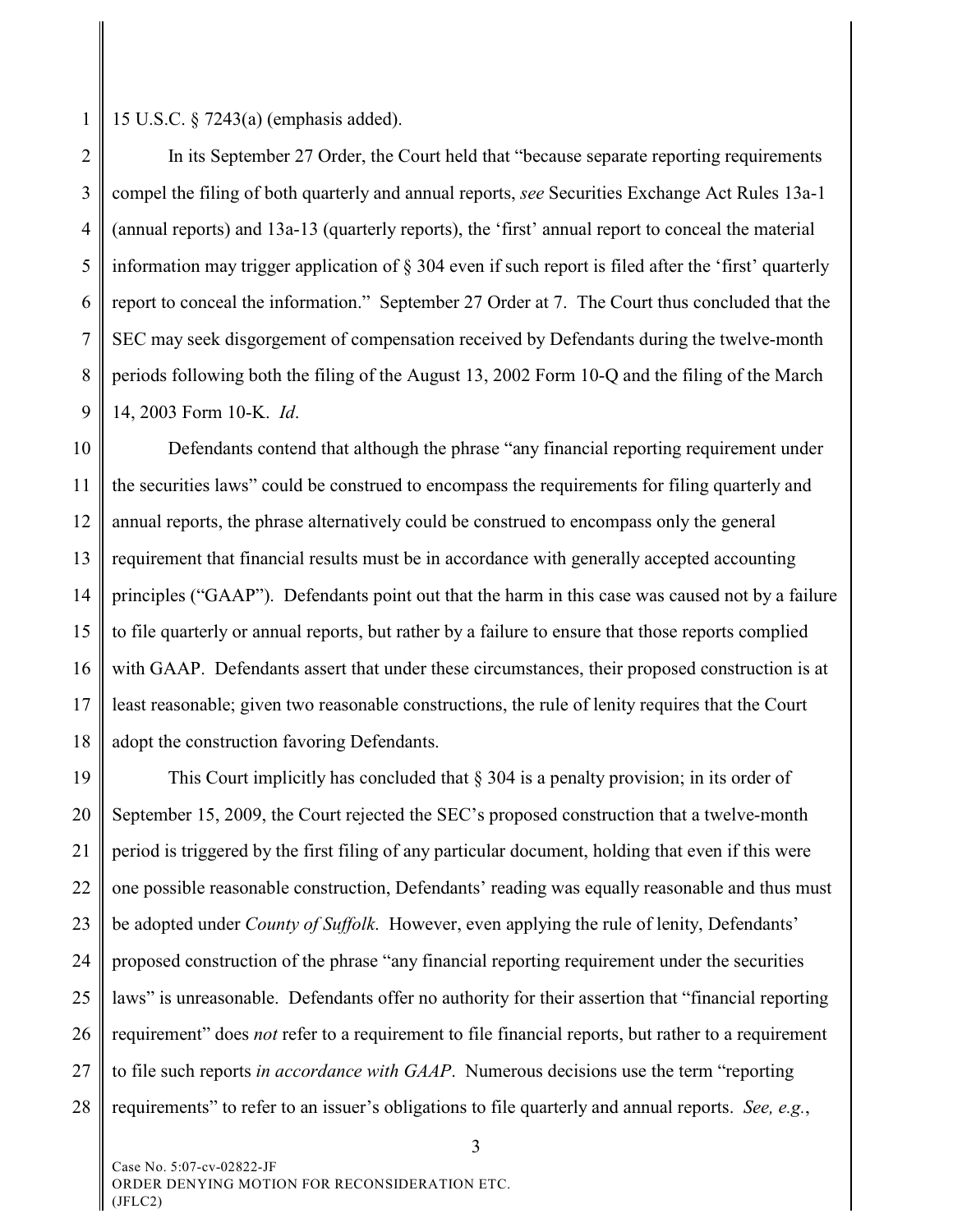15 U.S.C. § 7243(a) (emphasis added).

In its September 27 Order, the Court held that "because separate reporting requirements compel the filing of both quarterly and annual reports, *see* Securities Exchange Act Rules 13a-1 (annual reports) and 13a-13 (quarterly reports), the 'first' annual report to conceal the material information may trigger application of § 304 even if such report is filed after the 'first' quarterly report to conceal the information." September 27 Order at 7. The Court thus concluded that the SEC may seek disgorgement of compensation received by Defendants during the twelve-month periods following both the filing of the August 13, 2002 Form 10-Q and the filing of the March 14, 2003 Form 10-K. *Id*.

Defendants contend that although the phrase "any financial reporting requirement under the securities laws" could be construed to encompass the requirements for filing quarterly and annual reports, the phrase alternatively could be construed to encompass only the general requirement that financial results must be in accordance with generally accepted accounting principles ("GAAP"). Defendants point out that the harm in this case was caused not by a failure to file quarterly or annual reports, but rather by a failure to ensure that those reports complied with GAAP. Defendants assert that under these circumstances, their proposed construction is at least reasonable; given two reasonable constructions, the rule of lenity requires that the Court adopt the construction favoring Defendants.

This Court implicitly has concluded that § 304 is a penalty provision; in its order of September 15, 2009, the Court rejected the SEC's proposed construction that a twelve-month period is triggered by the first filing of any particular document, holding that even if this were one possible reasonable construction, Defendants' reading was equally reasonable and thus must be adopted under *County of Suffolk*. However, even applying the rule of lenity, Defendants' proposed construction of the phrase "any financial reporting requirement under the securities laws" is unreasonable. Defendants offer no authority for their assertion that "financial reporting requirement" does *not* refer to a requirement to file financial reports, but rather to a requirement to file such reports *in accordance with GAAP*. Numerous decisions use the term "reporting requirements" to refer to an issuer's obligations to file quarterly and annual reports. *See, e.g.*,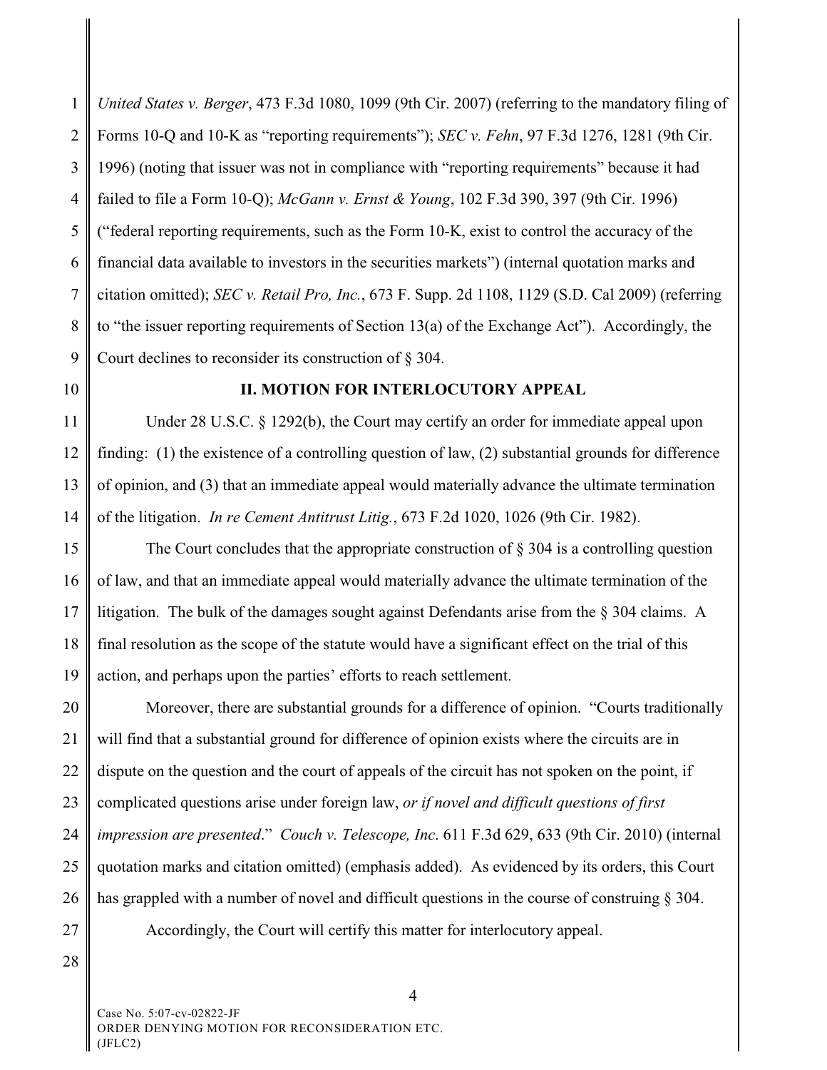*United States v. Berger*, 473 F.3d 1080, 1099 (9th Cir. 2007) (referring to the mandatory filing of Forms 10-Q and 10-K as "reporting requirements"); *SEC v. Fehn*, 97 F.3d 1276, 1281 (9th Cir. 1996) (noting that issuer was not in compliance with "reporting requirements" because it had failed to file a Form 10-Q); *McGann v. Ernst & Young*, 102 F.3d 390, 397 (9th Cir. 1996) ("federal reporting requirements, such as the Form 10-K, exist to control the accuracy of the financial data available to investors in the securities markets") (internal quotation marks and citation omitted); *SEC v. Retail Pro, Inc.*, 673 F. Supp. 2d 1108, 1129 (S.D. Cal 2009) (referring to "the issuer reporting requirements of Section 13(a) of the Exchange Act"). Accordingly, the Court declines to reconsider its construction of § 304.

## II. MOTION FOR INTERLOCUTORY APPEAL

Under 28 U.S.C. § 1292(b), the Court may certify an order for immediate appeal upon finding: (1) the existence of a controlling question of law, (2) substantial grounds for difference of opinion, and (3) that an immediate appeal would materially advance the ultimate termination of the litigation. *In re Cement Antitrust Litig.*, 673 F.2d 1020, 1026 (9th Cir. 1982).

The Court concludes that the appropriate construction of § 304 is a controlling question of law, and that an immediate appeal would materially advance the ultimate termination of the litigation. The bulk of the damages sought against Defendants arise from the § 304 claims. A final resolution as the scope of the statute would have a significant effect on the trial of this action, and perhaps upon the parties' efforts to reach settlement.

Moreover, there are substantial grounds for a difference of opinion. "Courts traditionally will find that a substantial ground for difference of opinion exists where the circuits are in dispute on the question and the court of appeals of the circuit has not spoken on the point, if complicated questions arise under foreign law, *or if novel and difficult questions of first impression are presented*." *Couch v. Telescope, Inc*. 611 F.3d 629, 633 (9th Cir. 2010) (internal quotation marks and citation omitted) (emphasis added). As evidenced by its orders, this Court has grappled with a number of novel and difficult questions in the course of construing § 304.

Accordingly, the Court will certify this matter for interlocutory appeal.

Case No. 5:07-cv-02822-JF
ORDER DENYING MOTION FOR RECONSIDERATION ETC.
(JFLC2)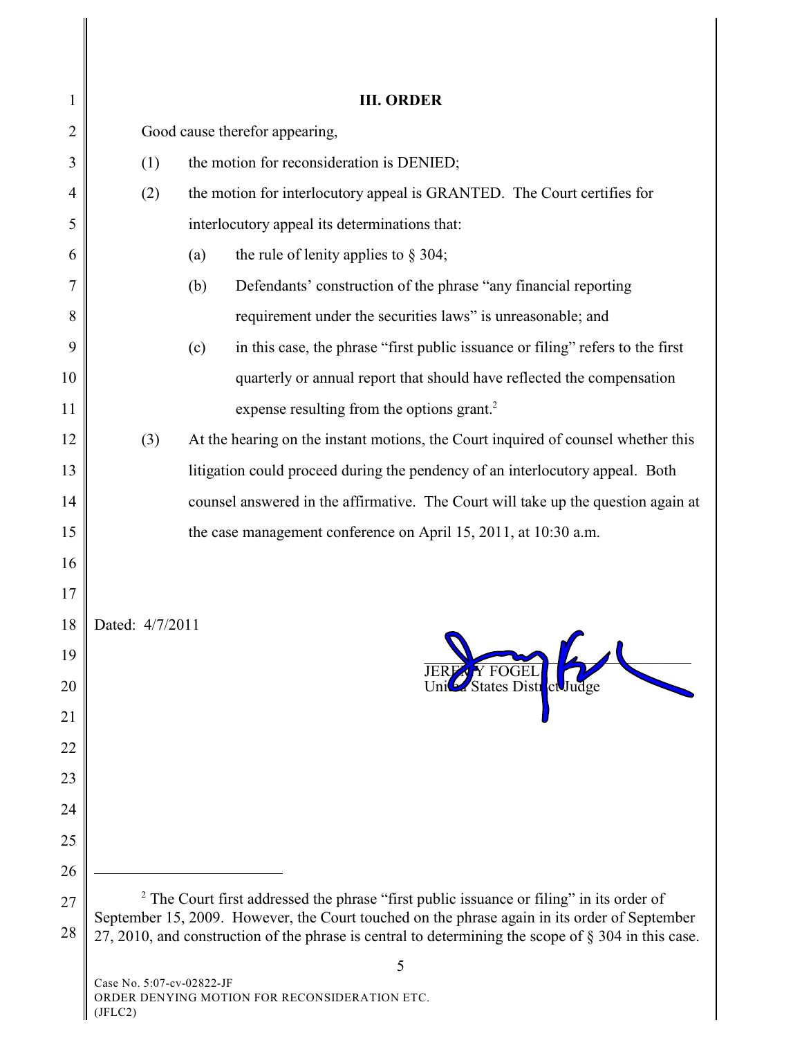## III. ORDER

Good cause therefor appearing,

(1) the motion for reconsideration is DENIED;

(2) the motion for interlocutory appeal is GRANTED. The Court certifies for interlocutory appeal its determinations that:

   (a) the rule of lenity applies to § 304;

   (b) Defendants' construction of the phrase "any financial reporting requirement under the securities laws" is unreasonable; and

   (c) in this case, the phrase "first public issuance or filing" refers to the first quarterly or annual report that should have reflected the compensation expense resulting from the options grant.[2]

(3) At the hearing on the instant motions, the Court inquired of counsel whether this litigation could proceed during the pendency of an interlocutory appeal. Both counsel answered in the affirmative. The Court will take up the question again at the case management conference on April 15, 2011, at 10:30 a.m.

Dated: 4/7/2011

JEREMY FOGEL
United States District Judge

---

[2] The Court first addressed the phrase "first public issuance or filing" in its order of September 15, 2009. However, the Court touched on the phrase again in its order of September 27, 2010, and construction of the phrase is central to determining the scope of § 304 in this case.

Case No. 5:07-cv-02822-JF
ORDER DENYING MOTION FOR RECONSIDERATION ETC.
(JFLC2)